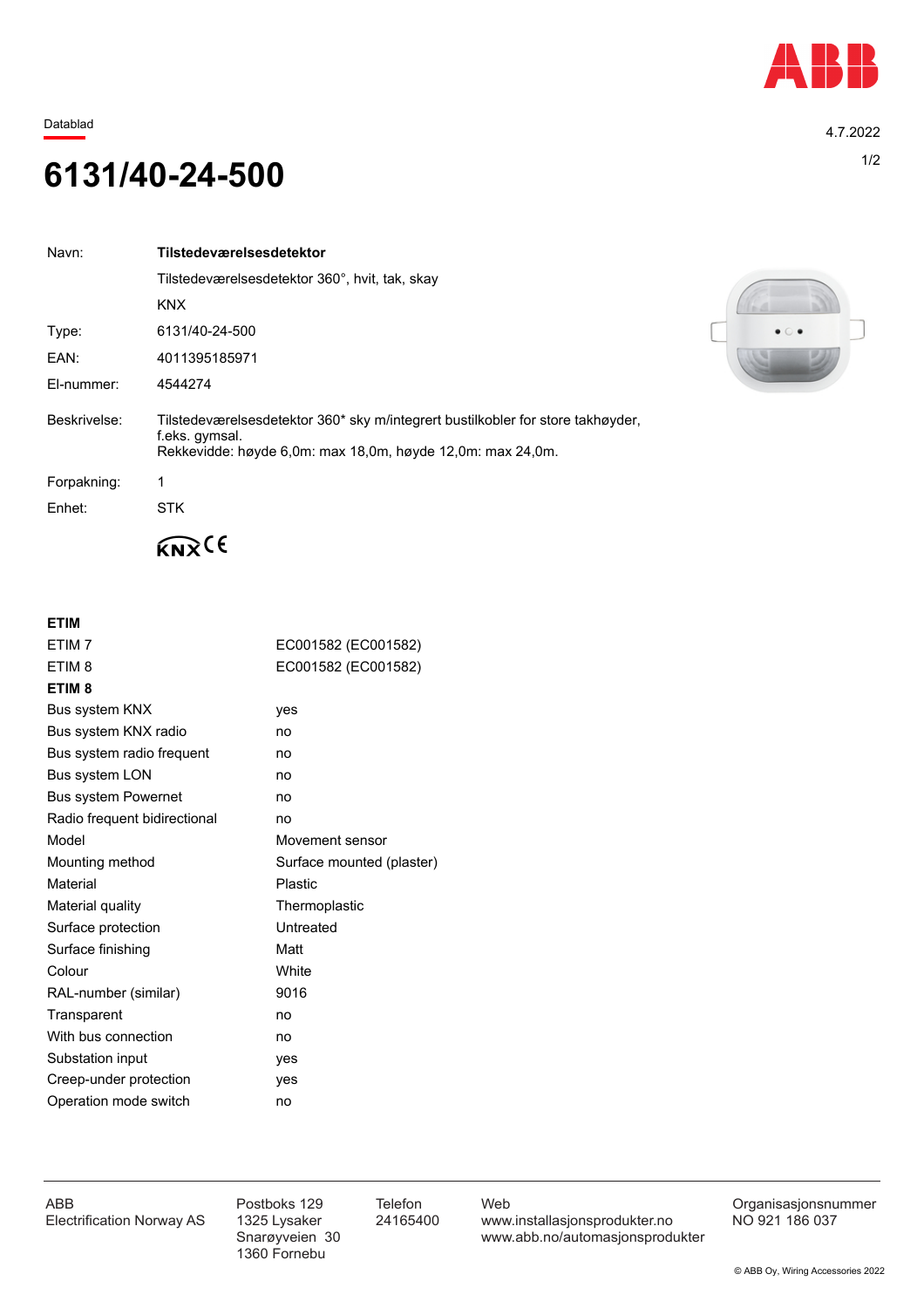Datablad

4.7.2022

# 6131/40-24-500

| | |
|---|---|
| Navn: | **Tilstedeværelsesdetektor** |
| | Tilstedeværelsesdetektor 360°, hvit, tak, skay |
| | KNX |
| Type: | 6131/40-24-500 |
| EAN: | 4011395185971 |
| El-nummer: | 4544274 |
| Beskrivelse: | Tilstedeværelsesdetektor 360* sky m/integrert bustilkobler for store takhøyder, f.eks. gymsal.<br>Rekkevidde: høyde 6,0m: max 18,0m, høyde 12,0m: max 24,0m. |
| Forpakning: | 1 |
| Enhet: | STK |

KNX CE

**ETIM**

| | |
|---|---|
| ETIM 7 | EC001582 (EC001582) |
| ETIM 8 | EC001582 (EC001582) |

**ETIM 8**

| | |
|---|---|
| Bus system KNX | yes |
| Bus system KNX radio | no |
| Bus system radio frequent | no |
| Bus system LON | no |
| Bus system Powernet | no |
| Radio frequent bidirectional | no |
| Model | Movement sensor |
| Mounting method | Surface mounted (plaster) |
| Material | Plastic |
| Material quality | Thermoplastic |
| Surface protection | Untreated |
| Surface finishing | Matt |
| Colour | White |
| RAL-number (similar) | 9016 |
| Transparent | no |
| With bus connection | no |
| Substation input | yes |
| Creep-under protection | yes |
| Operation mode switch | no |

ABB
Electrification Norway AS

Postboks 129
1325 Lysaker
Snarøyveien 30
1360 Fornebu

Telefon
24165400

Web
www.installasjonsprodukter.no
www.abb.no/automasjonsprodukter

Organisasjonsnummer
NO 921 186 037

© ABB Oy, Wiring Accessories 2022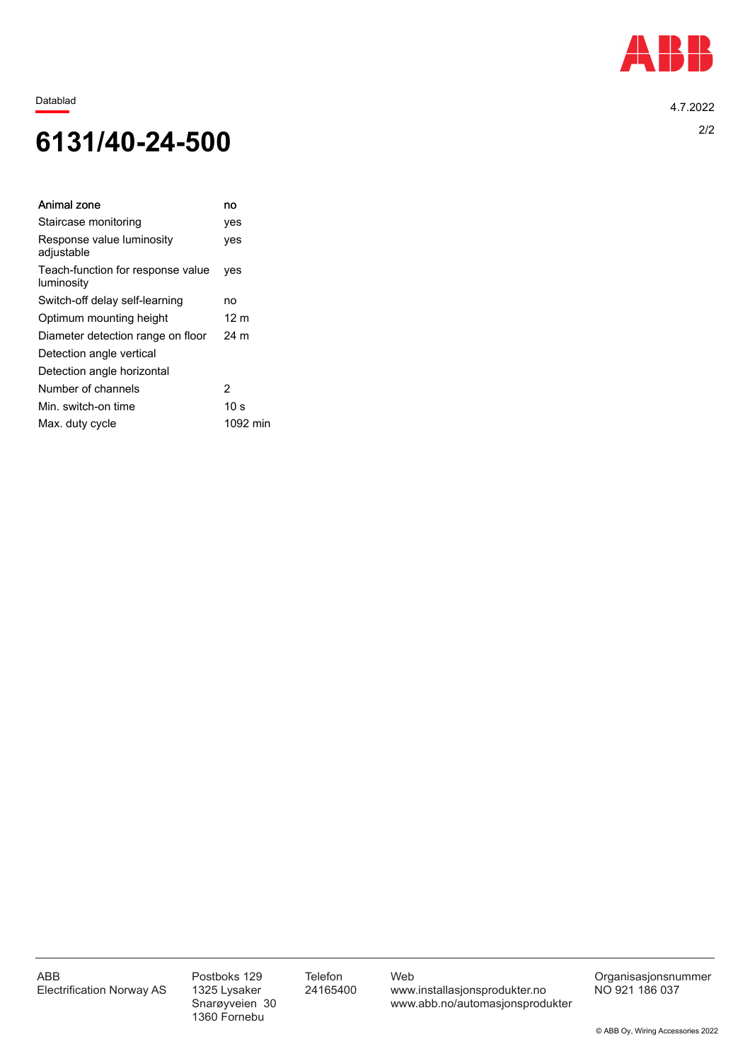Datablad

# 6131/40-24-500

| | |
|---|---|
| Animal zone | no |
| Staircase monitoring | yes |
| Response value luminosity adjustable | yes |
| Teach-function for response value luminosity | yes |
| Switch-off delay self-learning | no |
| Optimum mounting height | 12 m |
| Diameter detection range on floor | 24 m |
| Detection angle vertical | |
| Detection angle horizontal | |
| Number of channels | 2 |
| Min. switch-on time | 10 s |
| Max. duty cycle | 1092 min |